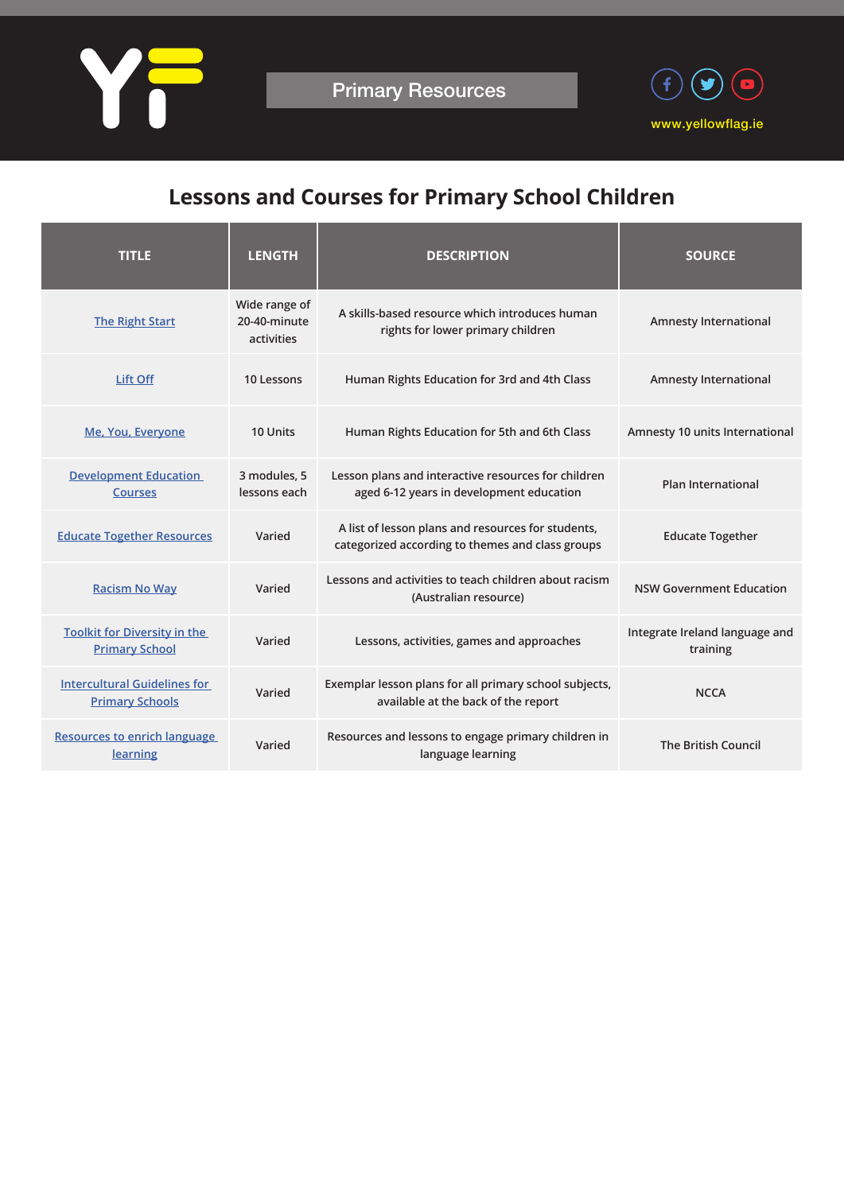Primary Resources

www.yellowflag.ie

## Lessons and Courses for Primary School Children

| TITLE | LENGTH | DESCRIPTION | SOURCE |
|---|---|---|---|
| The Right Start | Wide range of 20-40-minute activities | A skills-based resource which introduces human rights for lower primary children | Amnesty International |
| Lift Off | 10 Lessons | Human Rights Education for 3rd and 4th Class | Amnesty International |
| Me, You, Everyone | 10 Units | Human Rights Education for 5th and 6th Class | Amnesty 10 units International |
| Development Education Courses | 3 modules, 5 lessons each | Lesson plans and interactive resources for children aged 6-12 years in development education | Plan International |
| Educate Together Resources | Varied | A list of lesson plans and resources for students, categorized according to themes and class groups | Educate Together |
| Racism No Way | Varied | Lessons and activities to teach children about racism (Australian resource) | NSW Government Education |
| Toolkit for Diversity in the Primary School | Varied | Lessons, activities, games and approaches | Integrate Ireland language and training |
| Intercultural Guidelines for Primary Schools | Varied | Exemplar lesson plans for all primary school subjects, available at the back of the report | NCCA |
| Resources to enrich language learning | Varied | Resources and lessons to engage primary children in language learning | The British Council |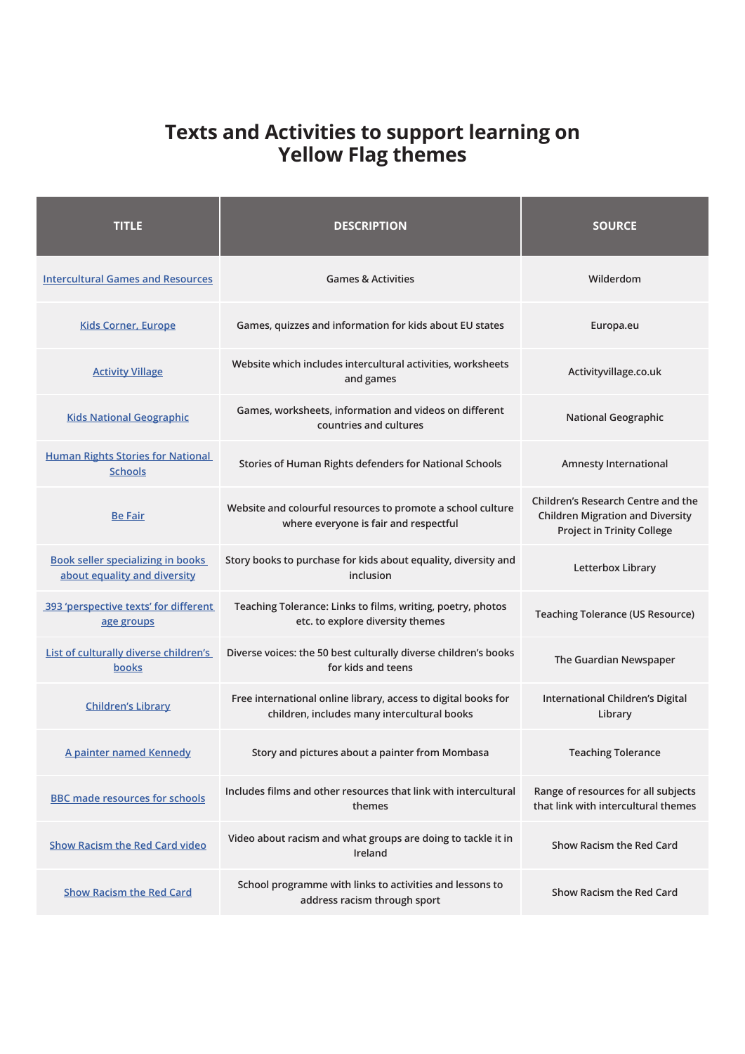# Texts and Activities to support learning on Yellow Flag themes

| TITLE | DESCRIPTION | SOURCE |
|---|---|---|
| Intercultural Games and Resources | Games & Activities | Wilderdom |
| Kids Corner, Europe | Games, quizzes and information for kids about EU states | Europa.eu |
| Activity Village | Website which includes intercultural activities, worksheets and games | Activityvillage.co.uk |
| Kids National Geographic | Games, worksheets, information and videos on different countries and cultures | National Geographic |
| Human Rights Stories for National Schools | Stories of Human Rights defenders for National Schools | Amnesty International |
| Be Fair | Website and colourful resources to promote a school culture where everyone is fair and respectful | Children's Research Centre and the Children Migration and Diversity Project in Trinity College |
| Book seller specializing in books about equality and diversity | Story books to purchase for kids about equality, diversity and inclusion | Letterbox Library |
| 393 'perspective texts' for different age groups | Teaching Tolerance: Links to films, writing, poetry, photos etc. to explore diversity themes | Teaching Tolerance (US Resource) |
| List of culturally diverse children's books | Diverse voices: the 50 best culturally diverse children's books for kids and teens | The Guardian Newspaper |
| Children's Library | Free international online library, access to digital books for children, includes many intercultural books | International Children's Digital Library |
| A painter named Kennedy | Story and pictures about a painter from Mombasa | Teaching Tolerance |
| BBC made resources for schools | Includes films and other resources that link with intercultural themes | Range of resources for all subjects that link with intercultural themes |
| Show Racism the Red Card video | Video about racism and what groups are doing to tackle it in Ireland | Show Racism the Red Card |
| Show Racism the Red Card | School programme with links to activities and lessons to address racism through sport | Show Racism the Red Card |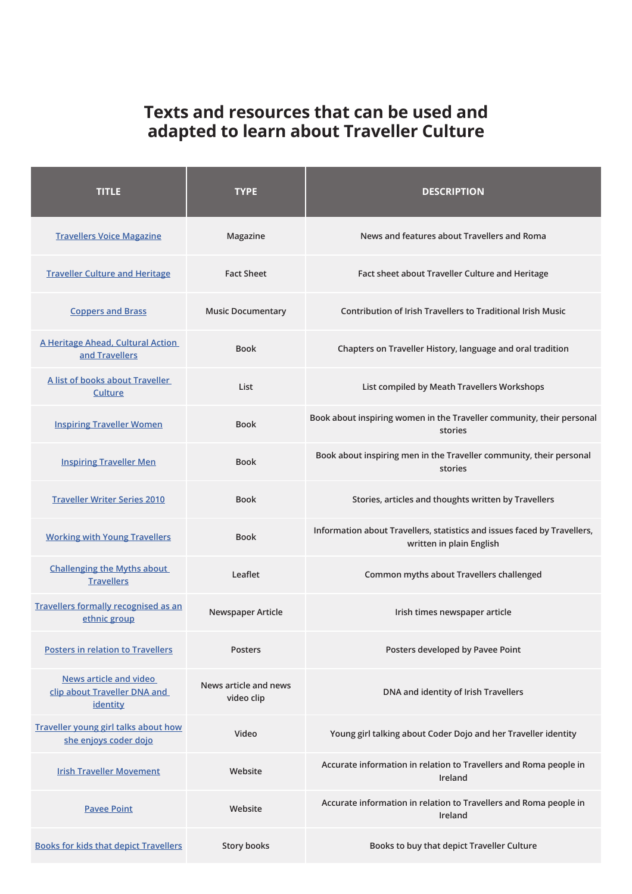# Texts and resources that can be used and adapted to learn about Traveller Culture

| TITLE | TYPE | DESCRIPTION |
|---|---|---|
| Travellers Voice Magazine | Magazine | News and features about Travellers and Roma |
| Traveller Culture and Heritage | Fact Sheet | Fact sheet about Traveller Culture and Heritage |
| Coppers and Brass | Music Documentary | Contribution of Irish Travellers to Traditional Irish Music |
| A Heritage Ahead, Cultural Action and Travellers | Book | Chapters on Traveller History, language and oral tradition |
| A list of books about Traveller Culture | List | List compiled by Meath Travellers Workshops |
| Inspiring Traveller Women | Book | Book about inspiring women in the Traveller community, their personal stories |
| Inspiring Traveller Men | Book | Book about inspiring men in the Traveller community, their personal stories |
| Traveller Writer Series 2010 | Book | Stories, articles and thoughts written by Travellers |
| Working with Young Travellers | Book | Information about Travellers, statistics and issues faced by Travellers, written in plain English |
| Challenging the Myths about Travellers | Leaflet | Common myths about Travellers challenged |
| Travellers formally recognised as an ethnic group | Newspaper Article | Irish times newspaper article |
| Posters in relation to Travellers | Posters | Posters developed by Pavee Point |
| News article and video clip about Traveller DNA and identity | News article and news video clip | DNA and identity of Irish Travellers |
| Traveller young girl talks about how she enjoys coder dojo | Video | Young girl talking about Coder Dojo and her Traveller identity |
| Irish Traveller Movement | Website | Accurate information in relation to Travellers and Roma people in Ireland |
| Pavee Point | Website | Accurate information in relation to Travellers and Roma people in Ireland |
| Books for kids that depict Travellers | Story books | Books to buy that depict Traveller Culture |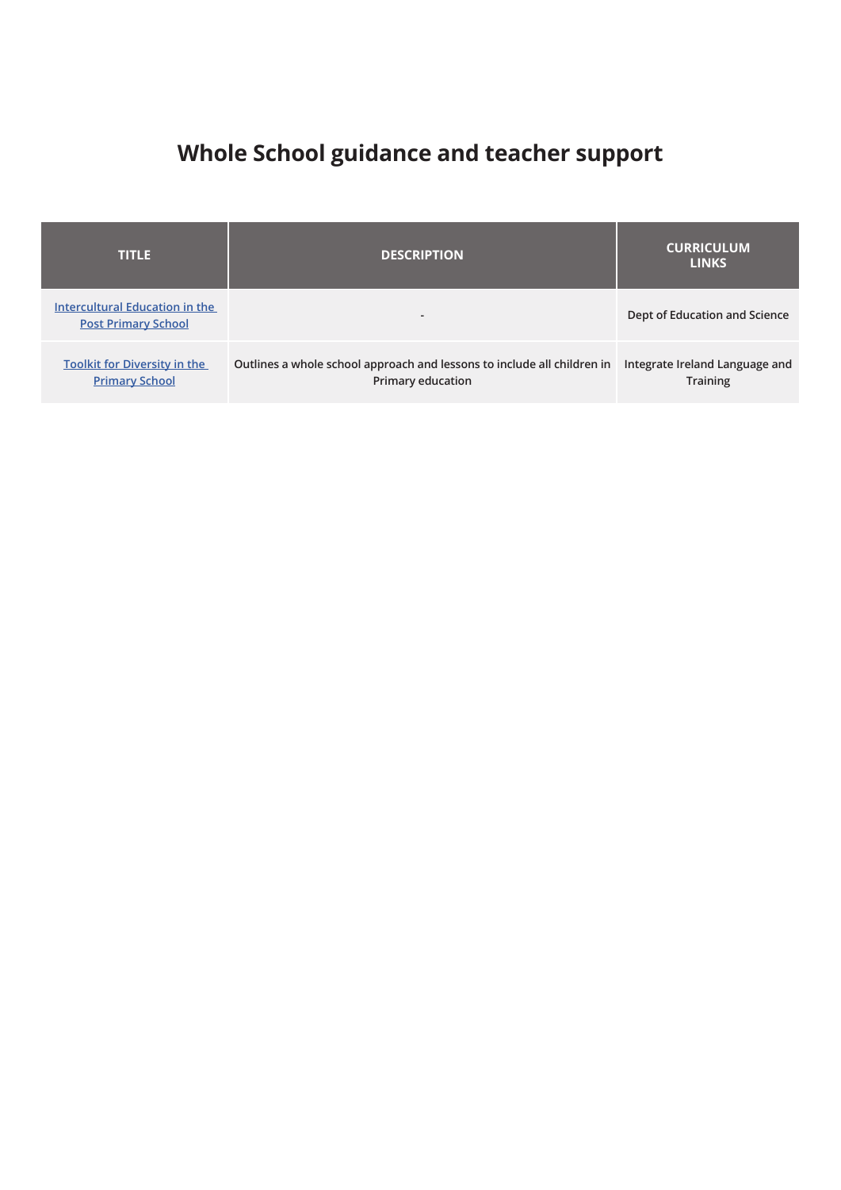# Whole School guidance and teacher support

| TITLE | DESCRIPTION | CURRICULUM LINKS |
|---|---|---|
| Intercultural Education in the Post Primary School | - | Dept of Education and Science |
| Toolkit for Diversity in the Primary School | Outlines a whole school approach and lessons to include all children in Primary education | Integrate Ireland Language and Training |